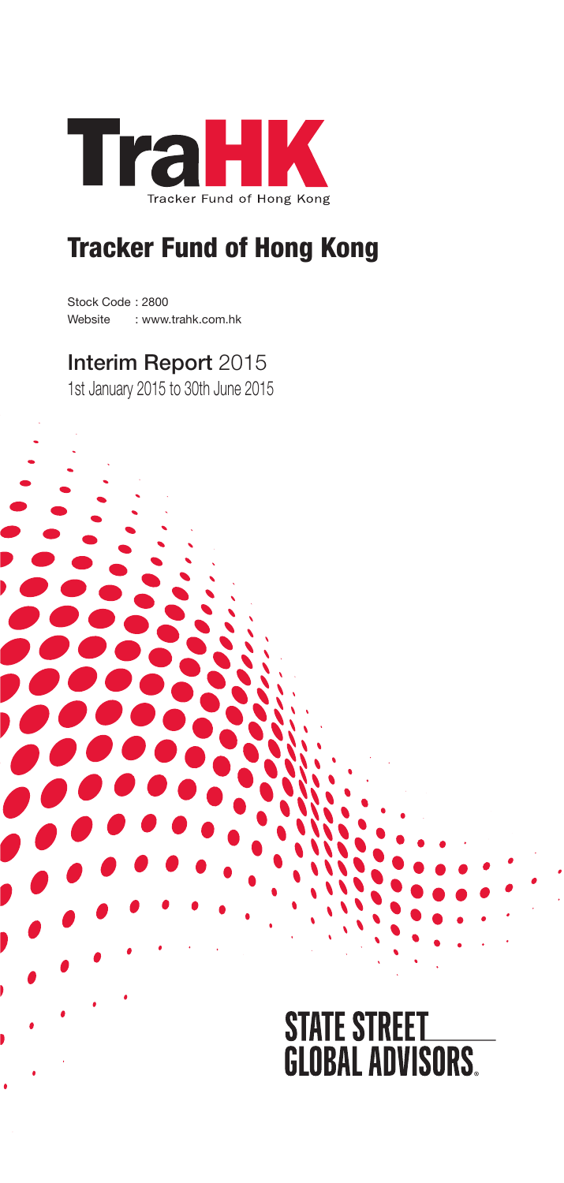# TraHK

Tracker Fund of Hong Kong

# Tracker Fund of Hong Kong

Stock Code : 2800
Website : www.trahk.com.hk

## Interim Report 2015

1st January 2015 to 30th June 2015

STATE STREET GLOBAL ADVISORS.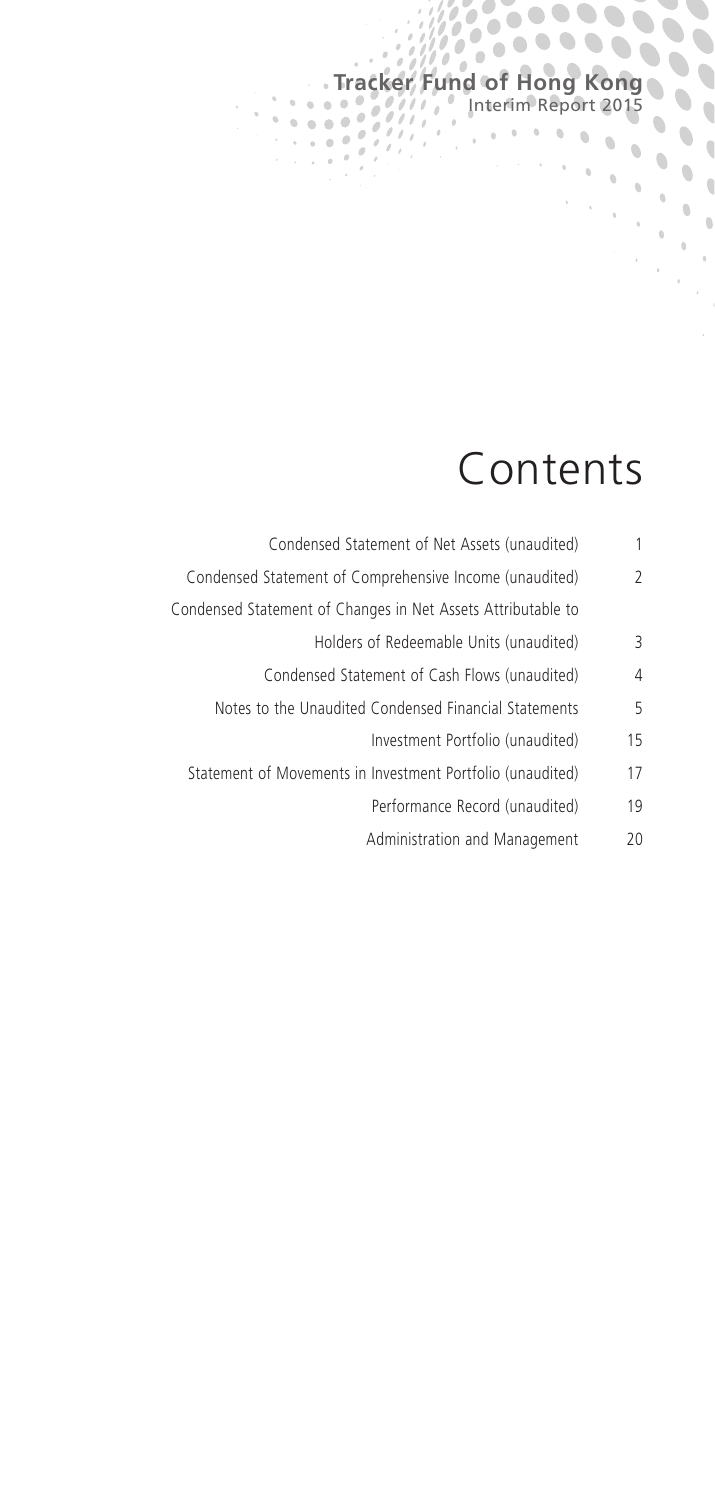# Contents

| | |
|---|---|
| Condensed Statement of Net Assets (unaudited) | 1 |
| Condensed Statement of Comprehensive Income (unaudited) | 2 |
| Condensed Statement of Changes in Net Assets Attributable to Holders of Redeemable Units (unaudited) | 3 |
| Condensed Statement of Cash Flows (unaudited) | 4 |
| Notes to the Unaudited Condensed Financial Statements | 5 |
| Investment Portfolio (unaudited) | 15 |
| Statement of Movements in Investment Portfolio (unaudited) | 17 |
| Performance Record (unaudited) | 19 |
| Administration and Management | 20 |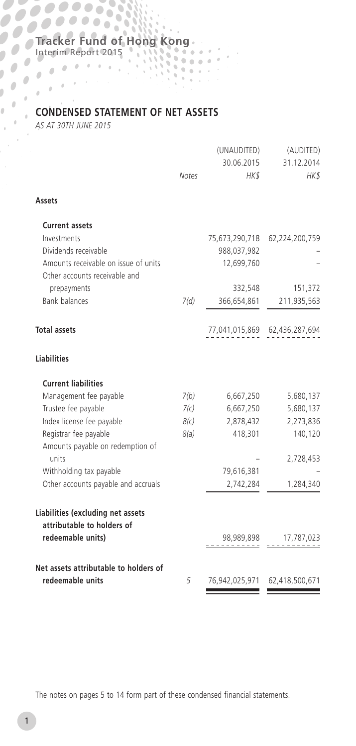## CONDENSED STATEMENT OF NET ASSETS

*AS AT 30TH JUNE 2015*

| | Notes | (UNAUDITED) 30.06.2015 HK$ | (AUDITED) 31.12.2014 HK$ |
|---|---|---|---|
| **Assets** | | | |
| **Current assets** | | | |
| Investments | | 75,673,290,718 | 62,224,200,759 |
| Dividends receivable | | 988,037,982 | – |
| Amounts receivable on issue of units | | 12,699,760 | – |
| Other accounts receivable and prepayments | | 332,548 | 151,372 |
| Bank balances | 7(d) | 366,654,861 | 211,935,563 |
| **Total assets** | | 77,041,015,869 | 62,436,287,694 |
| **Liabilities** | | | |
| **Current liabilities** | | | |
| Management fee payable | 7(b) | 6,667,250 | 5,680,137 |
| Trustee fee payable | 7(c) | 6,667,250 | 5,680,137 |
| Index license fee payable | 8(c) | 2,878,432 | 2,273,836 |
| Registrar fee payable | 8(a) | 418,301 | 140,120 |
| Amounts payable on redemption of units | | – | 2,728,453 |
| Withholding tax payable | | 79,616,381 | – |
| Other accounts payable and accruals | | 2,742,284 | 1,284,340 |
| **Liabilities (excluding net assets attributable to holders of redeemable units)** | | 98,989,898 | 17,787,023 |
| **Net assets attributable to holders of redeemable units** | 5 | 76,942,025,971 | 62,418,500,671 |

The notes on pages 5 to 14 form part of these condensed financial statements.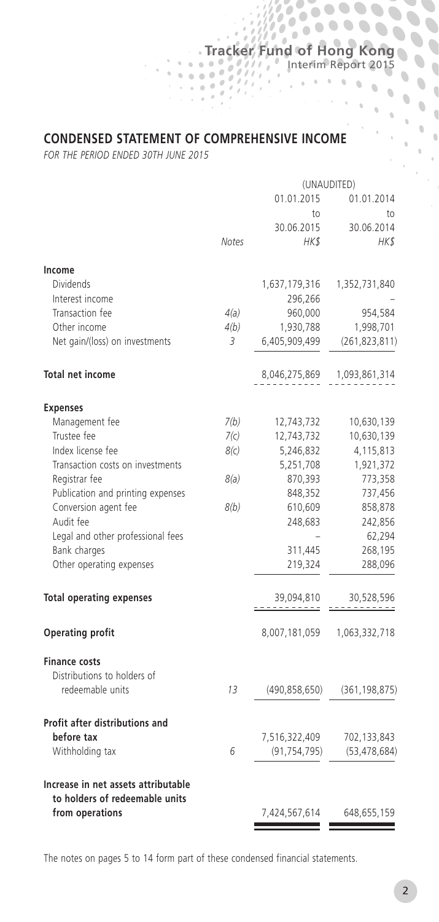## CONDENSED STATEMENT OF COMPREHENSIVE INCOME

*FOR THE PERIOD ENDED 30TH JUNE 2015*

| | | (UNAUDITED) | |
|---|---|---|---|
| | | 01.01.2015 to 30.06.2015 | 01.01.2014 to 30.06.2014 |
| | *Notes* | *HK$* | *HK$* |
| **Income** | | | |
| Dividends | | 1,637,179,316 | 1,352,731,840 |
| Interest income | | 296,266 | – |
| Transaction fee | 4(a) | 960,000 | 954,584 |
| Other income | 4(b) | 1,930,788 | 1,998,701 |
| Net gain/(loss) on investments | 3 | 6,405,909,499 | (261,823,811) |
| **Total net income** | | 8,046,275,869 | 1,093,861,314 |
| **Expenses** | | | |
| Management fee | 7(b) | 12,743,732 | 10,630,139 |
| Trustee fee | 7(c) | 12,743,732 | 10,630,139 |
| Index license fee | 8(c) | 5,246,832 | 4,115,813 |
| Transaction costs on investments | | 5,251,708 | 1,921,372 |
| Registrar fee | 8(a) | 870,393 | 773,358 |
| Publication and printing expenses | | 848,352 | 737,456 |
| Conversion agent fee | 8(b) | 610,609 | 858,878 |
| Audit fee | | 248,683 | 242,856 |
| Legal and other professional fees | | – | 62,294 |
| Bank charges | | 311,445 | 268,195 |
| Other operating expenses | | 219,324 | 288,096 |
| **Total operating expenses** | | 39,094,810 | 30,528,596 |
| **Operating profit** | | 8,007,181,059 | 1,063,332,718 |
| **Finance costs** | | | |
| Distributions to holders of redeemable units | 13 | (490,858,650) | (361,198,875) |
| **Profit after distributions and before tax** | | 7,516,322,409 | 702,133,843 |
| Withholding tax | 6 | (91,754,795) | (53,478,684) |
| **Increase in net assets attributable to holders of redeemable units from operations** | | 7,424,567,614 | 648,655,159 |

The notes on pages 5 to 14 form part of these condensed financial statements.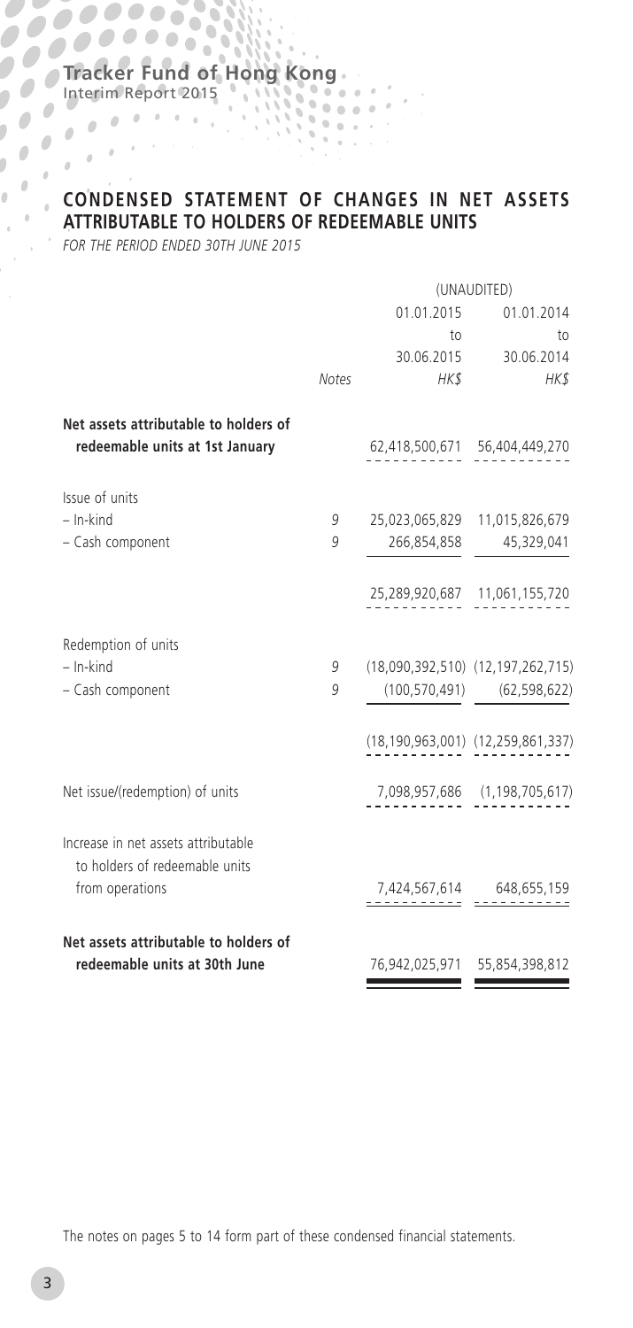# CONDENSED STATEMENT OF CHANGES IN NET ASSETS ATTRIBUTABLE TO HOLDERS OF REDEEMABLE UNITS

*FOR THE PERIOD ENDED 30TH JUNE 2015*

| | Notes | (UNAUDITED) 01.01.2015 to 30.06.2015 HK$ | 01.01.2014 to 30.06.2014 HK$ |
|---|---|---|---|
| **Net assets attributable to holders of redeemable units at 1st January** | | 62,418,500,671 | 56,404,449,270 |
| Issue of units | | | |
| – In-kind | 9 | 25,023,065,829 | 11,015,826,679 |
| – Cash component | 9 | 266,854,858 | 45,329,041 |
| | | 25,289,920,687 | 11,061,155,720 |
| Redemption of units | | | |
| – In-kind | 9 | (18,090,392,510) | (12,197,262,715) |
| – Cash component | 9 | (100,570,491) | (62,598,622) |
| | | (18,190,963,001) | (12,259,861,337) |
| Net issue/(redemption) of units | | 7,098,957,686 | (1,198,705,617) |
| Increase in net assets attributable to holders of redeemable units from operations | | 7,424,567,614 | 648,655,159 |
| **Net assets attributable to holders of redeemable units at 30th June** | | 76,942,025,971 | 55,854,398,812 |

The notes on pages 5 to 14 form part of these condensed financial statements.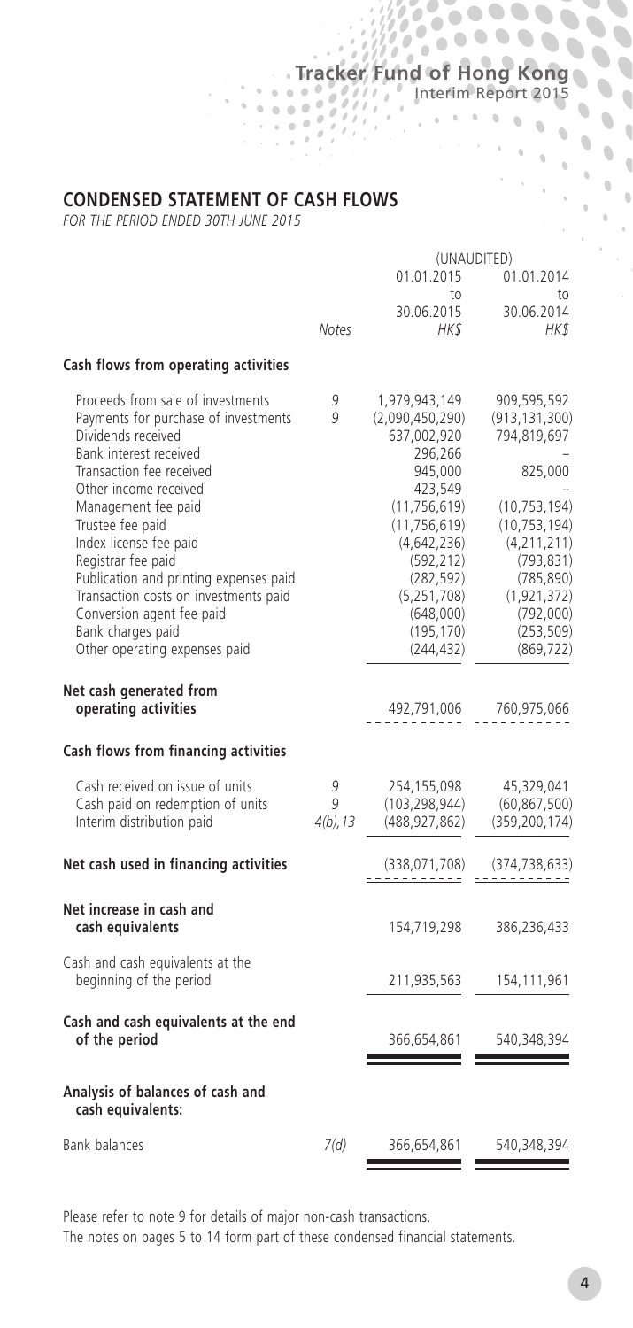## CONDENSED STATEMENT OF CASH FLOWS

*FOR THE PERIOD ENDED 30TH JUNE 2015*

| | Notes | (UNAUDITED) 01.01.2015 to 30.06.2015 HK$ | 01.01.2014 to 30.06.2014 HK$ |
|---|---|---|---|
| **Cash flows from operating activities** | | | |
| Proceeds from sale of investments | 9 | 1,979,943,149 | 909,595,592 |
| Payments for purchase of investments | 9 | (2,090,450,290) | (913,131,300) |
| Dividends received | | 637,002,920 | 794,819,697 |
| Bank interest received | | 296,266 | – |
| Transaction fee received | | 945,000 | 825,000 |
| Other income received | | 423,549 | – |
| Management fee paid | | (11,756,619) | (10,753,194) |
| Trustee fee paid | | (11,756,619) | (10,753,194) |
| Index license fee paid | | (4,642,236) | (4,211,211) |
| Registrar fee paid | | (592,212) | (793,831) |
| Publication and printing expenses paid | | (282,592) | (785,890) |
| Transaction costs on investments paid | | (5,251,708) | (1,921,372) |
| Conversion agent fee paid | | (648,000) | (792,000) |
| Bank charges paid | | (195,170) | (253,509) |
| Other operating expenses paid | | (244,432) | (869,722) |
| **Net cash generated from operating activities** | | 492,791,006 | 760,975,066 |
| **Cash flows from financing activities** | | | |
| Cash received on issue of units | 9 | 254,155,098 | 45,329,041 |
| Cash paid on redemption of units | 9 | (103,298,944) | (60,867,500) |
| Interim distribution paid | 4(b), 13 | (488,927,862) | (359,200,174) |
| **Net cash used in financing activities** | | (338,071,708) | (374,738,633) |
| **Net increase in cash and cash equivalents** | | 154,719,298 | 386,236,433 |
| Cash and cash equivalents at the beginning of the period | | 211,935,563 | 154,111,961 |
| **Cash and cash equivalents at the end of the period** | | 366,654,861 | 540,348,394 |
| **Analysis of balances of cash and cash equivalents:** | | | |
| Bank balances | 7(d) | 366,654,861 | 540,348,394 |

Please refer to note 9 for details of major non-cash transactions.

The notes on pages 5 to 14 form part of these condensed financial statements.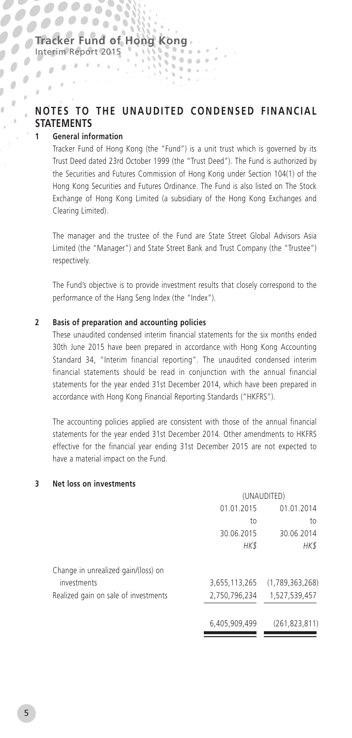## NOTES TO THE UNAUDITED CONDENSED FINANCIAL STATEMENTS

### 1 General information

Tracker Fund of Hong Kong (the "Fund") is a unit trust which is governed by its Trust Deed dated 23rd October 1999 (the "Trust Deed"). The Fund is authorized by the Securities and Futures Commission of Hong Kong under Section 104(1) of the Hong Kong Securities and Futures Ordinance. The Fund is also listed on The Stock Exchange of Hong Kong Limited (a subsidiary of the Hong Kong Exchanges and Clearing Limited).

The manager and the trustee of the Fund are State Street Global Advisors Asia Limited (the "Manager") and State Street Bank and Trust Company (the "Trustee") respectively.

The Fund's objective is to provide investment results that closely correspond to the performance of the Hang Seng Index (the "Index").

### 2 Basis of preparation and accounting policies

These unaudited condensed interim financial statements for the six months ended 30th June 2015 have been prepared in accordance with Hong Kong Accounting Standard 34, "Interim financial reporting". The unaudited condensed interim financial statements should be read in conjunction with the annual financial statements for the year ended 31st December 2014, which have been prepared in accordance with Hong Kong Financial Reporting Standards ("HKFRS").

The accounting policies applied are consistent with those of the annual financial statements for the year ended 31st December 2014. Other amendments to HKFRS effective for the financial year ending 31st December 2015 are not expected to have a material impact on the Fund.

### 3 Net loss on investments

| | (UNAUDITED) | |
|---|---|---|
| | 01.01.2015 to 30.06.2015 | 01.01.2014 to 30.06.2014 |
| | *HK$* | *HK$* |
| Change in unrealized gain/(loss) on investments | 3,655,113,265 | (1,789,363,268) |
| Realized gain on sale of investments | 2,750,796,234 | 1,527,539,457 |
| | 6,405,909,499 | (261,823,811) |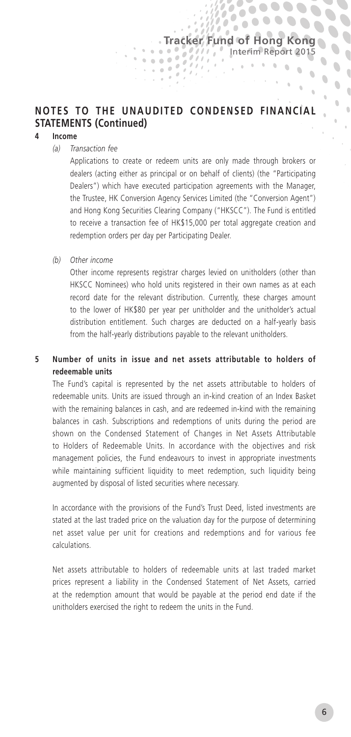## NOTES TO THE UNAUDITED CONDENSED FINANCIAL STATEMENTS (Continued)

### 4 Income

*(a) Transaction fee*

Applications to create or redeem units are only made through brokers or dealers (acting either as principal or on behalf of clients) (the "Participating Dealers") which have executed participation agreements with the Manager, the Trustee, HK Conversion Agency Services Limited (the "Conversion Agent") and Hong Kong Securities Clearing Company ("HKSCC"). The Fund is entitled to receive a transaction fee of HK$15,000 per total aggregate creation and redemption orders per day per Participating Dealer.

*(b) Other income*

Other income represents registrar charges levied on unitholders (other than HKSCC Nominees) who hold units registered in their own names as at each record date for the relevant distribution. Currently, these charges amount to the lower of HK$80 per year per unitholder and the unitholder's actual distribution entitlement. Such charges are deducted on a half-yearly basis from the half-yearly distributions payable to the relevant unitholders.

### 5 Number of units in issue and net assets attributable to holders of redeemable units

The Fund's capital is represented by the net assets attributable to holders of redeemable units. Units are issued through an in-kind creation of an Index Basket with the remaining balances in cash, and are redeemed in-kind with the remaining balances in cash. Subscriptions and redemptions of units during the period are shown on the Condensed Statement of Changes in Net Assets Attributable to Holders of Redeemable Units. In accordance with the objectives and risk management policies, the Fund endeavours to invest in appropriate investments while maintaining sufficient liquidity to meet redemption, such liquidity being augmented by disposal of listed securities where necessary.

In accordance with the provisions of the Fund's Trust Deed, listed investments are stated at the last traded price on the valuation day for the purpose of determining net asset value per unit for creations and redemptions and for various fee calculations.

Net assets attributable to holders of redeemable units at last traded market prices represent a liability in the Condensed Statement of Net Assets, carried at the redemption amount that would be payable at the period end date if the unitholders exercised the right to redeem the units in the Fund.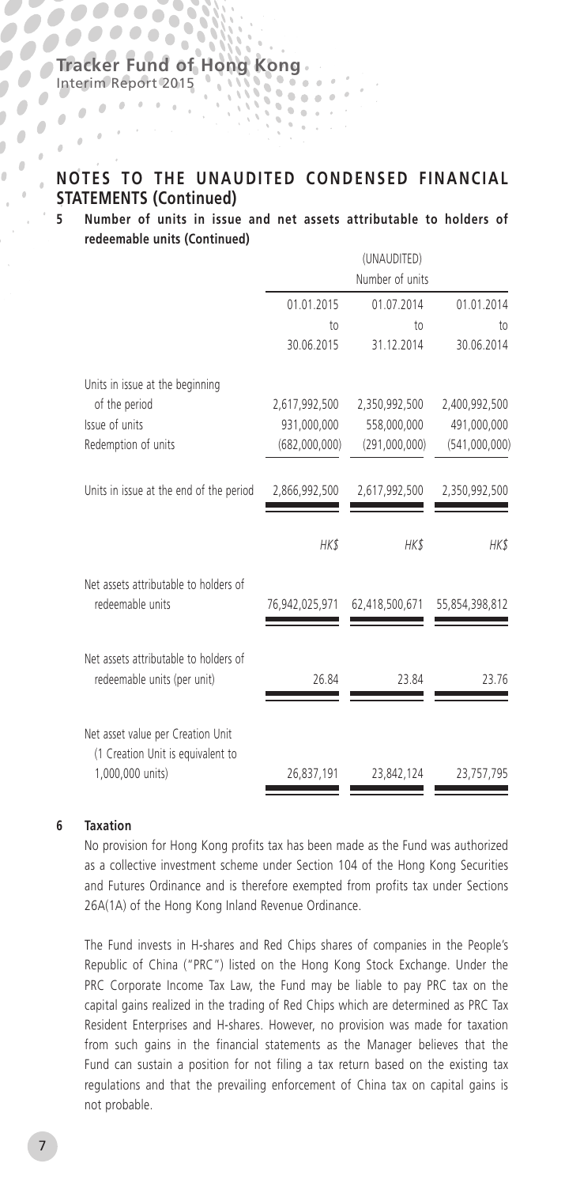## NOTES TO THE UNAUDITED CONDENSED FINANCIAL STATEMENTS (Continued)

**5 Number of units in issue and net assets attributable to holders of redeemable units (Continued)**

| | (UNAUDITED) | | |
|---|---|---|---|
| | Number of units | | |
| | 01.01.2015 to 30.06.2015 | 01.07.2014 to 31.12.2014 | 01.01.2014 to 30.06.2014 |
| Units in issue at the beginning of the period | 2,617,992,500 | 2,350,992,500 | 2,400,992,500 |
| Issue of units | 931,000,000 | 558,000,000 | 491,000,000 |
| Redemption of units | (682,000,000) | (291,000,000) | (541,000,000) |
| Units in issue at the end of the period | 2,866,992,500 | 2,617,992,500 | 2,350,992,500 |
| | *HK$* | *HK$* | *HK$* |
| Net assets attributable to holders of redeemable units | 76,942,025,971 | 62,418,500,671 | 55,854,398,812 |
| Net assets attributable to holders of redeemable units (per unit) | 26.84 | 23.84 | 23.76 |
| Net asset value per Creation Unit (1 Creation Unit is equivalent to 1,000,000 units) | 26,837,191 | 23,842,124 | 23,757,795 |

**6 Taxation**

No provision for Hong Kong profits tax has been made as the Fund was authorized as a collective investment scheme under Section 104 of the Hong Kong Securities and Futures Ordinance and is therefore exempted from profits tax under Sections 26A(1A) of the Hong Kong Inland Revenue Ordinance.

The Fund invests in H-shares and Red Chips shares of companies in the People's Republic of China ("PRC") listed on the Hong Kong Stock Exchange. Under the PRC Corporate Income Tax Law, the Fund may be liable to pay PRC tax on the capital gains realized in the trading of Red Chips which are determined as PRC Tax Resident Enterprises and H-shares. However, no provision was made for taxation from such gains in the financial statements as the Manager believes that the Fund can sustain a position for not filing a tax return based on the existing tax regulations and that the prevailing enforcement of China tax on capital gains is not probable.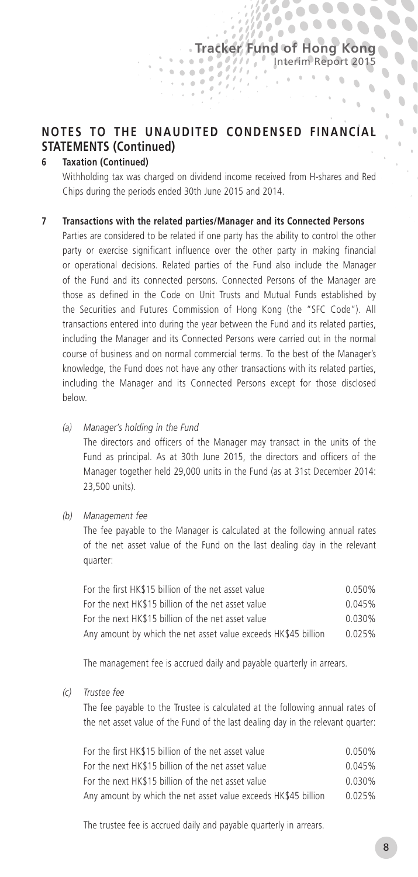## NOTES TO THE UNAUDITED CONDENSED FINANCIAL STATEMENTS (Continued)

**6 Taxation (Continued)**

Withholding tax was charged on dividend income received from H-shares and Red Chips during the periods ended 30th June 2015 and 2014.

**7 Transactions with the related parties/Manager and its Connected Persons**

Parties are considered to be related if one party has the ability to control the other party or exercise significant influence over the other party in making financial or operational decisions. Related parties of the Fund also include the Manager of the Fund and its connected persons. Connected Persons of the Manager are those as defined in the Code on Unit Trusts and Mutual Funds established by the Securities and Futures Commission of Hong Kong (the "SFC Code"). All transactions entered into during the year between the Fund and its related parties, including the Manager and its Connected Persons were carried out in the normal course of business and on normal commercial terms. To the best of the Manager's knowledge, the Fund does not have any other transactions with its related parties, including the Manager and its Connected Persons except for those disclosed below.

*(a) Manager's holding in the Fund*

The directors and officers of the Manager may transact in the units of the Fund as principal. As at 30th June 2015, the directors and officers of the Manager together held 29,000 units in the Fund (as at 31st December 2014: 23,500 units).

*(b) Management fee*

The fee payable to the Manager is calculated at the following annual rates of the net asset value of the Fund on the last dealing day in the relevant quarter:

| | |
|---|---|
| For the first HK$15 billion of the net asset value | 0.050% |
| For the next HK$15 billion of the net asset value | 0.045% |
| For the next HK$15 billion of the net asset value | 0.030% |
| Any amount by which the net asset value exceeds HK$45 billion | 0.025% |

The management fee is accrued daily and payable quarterly in arrears.

*(c) Trustee fee*

The fee payable to the Trustee is calculated at the following annual rates of the net asset value of the Fund of the last dealing day in the relevant quarter:

| | |
|---|---|
| For the first HK$15 billion of the net asset value | 0.050% |
| For the next HK$15 billion of the net asset value | 0.045% |
| For the next HK$15 billion of the net asset value | 0.030% |
| Any amount by which the net asset value exceeds HK$45 billion | 0.025% |

The trustee fee is accrued daily and payable quarterly in arrears.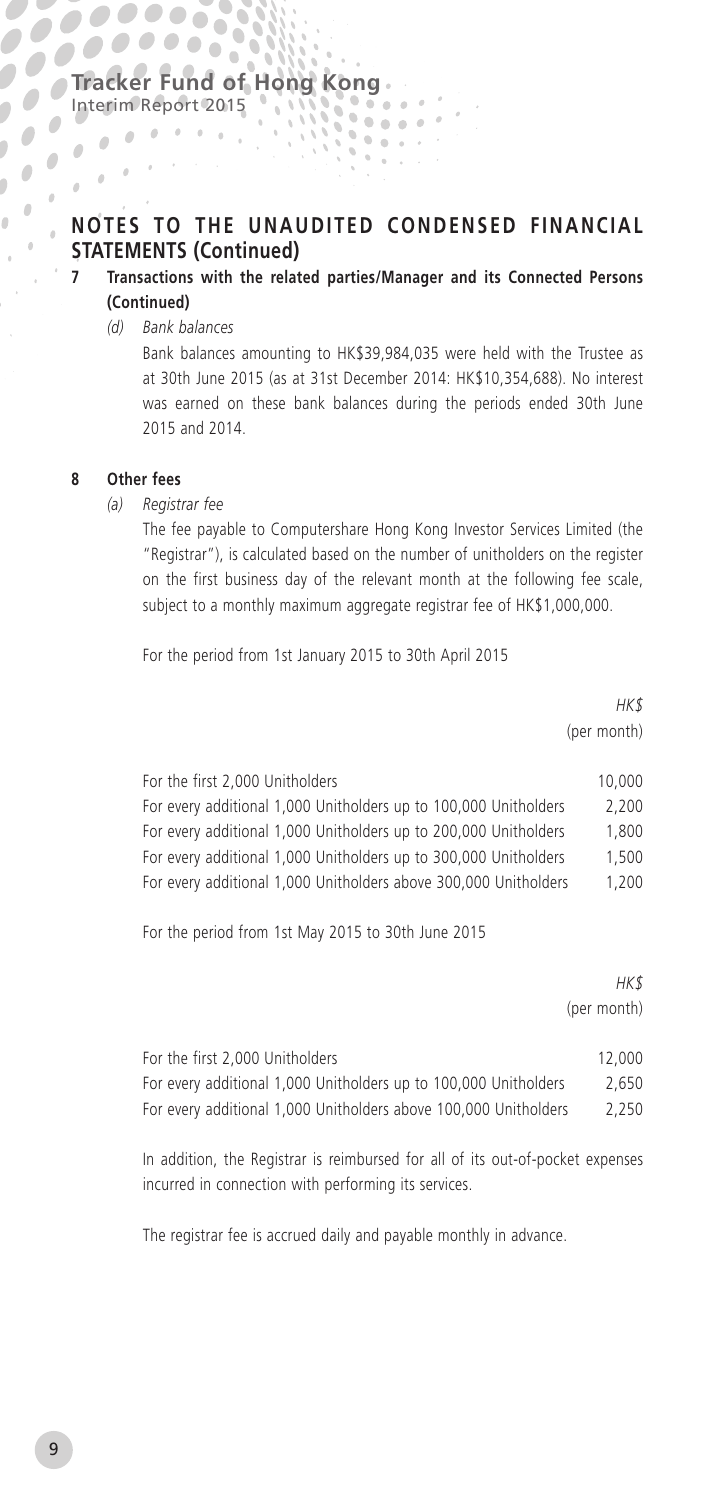## NOTES TO THE UNAUDITED CONDENSED FINANCIAL STATEMENTS (Continued)

**7 Transactions with the related parties/Manager and its Connected Persons (Continued)**

*(d) Bank balances*

Bank balances amounting to HK$39,984,035 were held with the Trustee as at 30th June 2015 (as at 31st December 2014: HK$10,354,688). No interest was earned on these bank balances during the periods ended 30th June 2015 and 2014.

**8 Other fees**

*(a) Registrar fee*

The fee payable to Computershare Hong Kong Investor Services Limited (the "Registrar"), is calculated based on the number of unitholders on the register on the first business day of the relevant month at the following fee scale, subject to a monthly maximum aggregate registrar fee of HK$1,000,000.

For the period from 1st January 2015 to 30th April 2015

| | *HK$* (per month) |
|---|---|
| For the first 2,000 Unitholders | 10,000 |
| For every additional 1,000 Unitholders up to 100,000 Unitholders | 2,200 |
| For every additional 1,000 Unitholders up to 200,000 Unitholders | 1,800 |
| For every additional 1,000 Unitholders up to 300,000 Unitholders | 1,500 |
| For every additional 1,000 Unitholders above 300,000 Unitholders | 1,200 |

For the period from 1st May 2015 to 30th June 2015

| | *HK$* (per month) |
|---|---|
| For the first 2,000 Unitholders | 12,000 |
| For every additional 1,000 Unitholders up to 100,000 Unitholders | 2,650 |
| For every additional 1,000 Unitholders above 100,000 Unitholders | 2,250 |

In addition, the Registrar is reimbursed for all of its out-of-pocket expenses incurred in connection with performing its services.

The registrar fee is accrued daily and payable monthly in advance.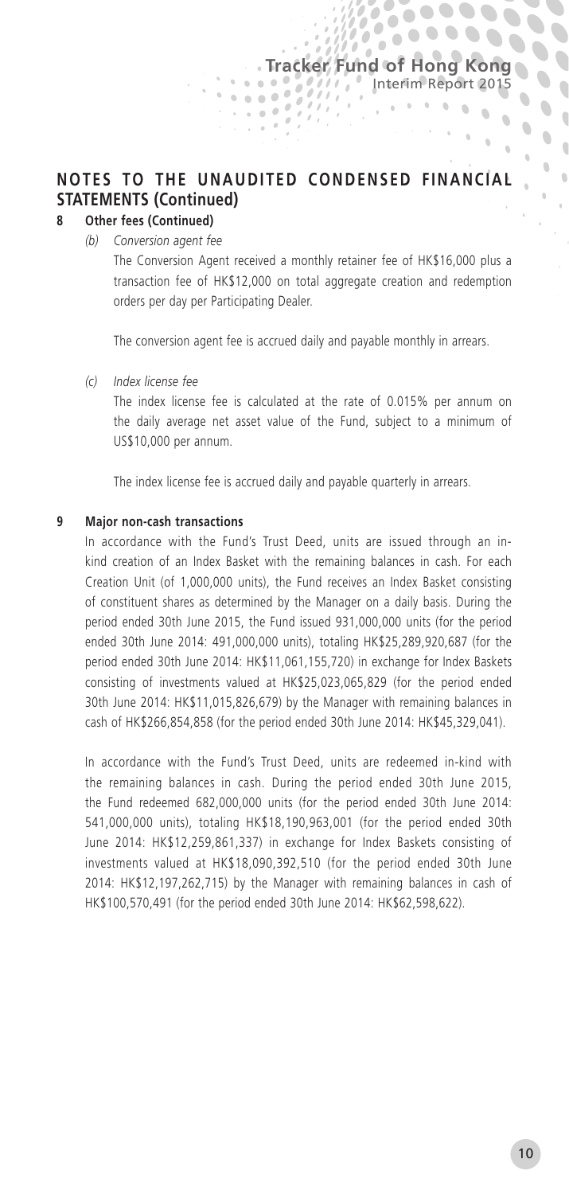## NOTES TO THE UNAUDITED CONDENSED FINANCIAL STATEMENTS (Continued)

**8 Other fees (Continued)**

*(b) Conversion agent fee*

The Conversion Agent received a monthly retainer fee of HK$16,000 plus a transaction fee of HK$12,000 on total aggregate creation and redemption orders per day per Participating Dealer.

The conversion agent fee is accrued daily and payable monthly in arrears.

*(c) Index license fee*

The index license fee is calculated at the rate of 0.015% per annum on the daily average net asset value of the Fund, subject to a minimum of US$10,000 per annum.

The index license fee is accrued daily and payable quarterly in arrears.

**9 Major non-cash transactions**

In accordance with the Fund's Trust Deed, units are issued through an in-kind creation of an Index Basket with the remaining balances in cash. For each Creation Unit (of 1,000,000 units), the Fund receives an Index Basket consisting of constituent shares as determined by the Manager on a daily basis. During the period ended 30th June 2015, the Fund issued 931,000,000 units (for the period ended 30th June 2014: 491,000,000 units), totaling HK$25,289,920,687 (for the period ended 30th June 2014: HK$11,061,155,720) in exchange for Index Baskets consisting of investments valued at HK$25,023,065,829 (for the period ended 30th June 2014: HK$11,015,826,679) by the Manager with remaining balances in cash of HK$266,854,858 (for the period ended 30th June 2014: HK$45,329,041).

In accordance with the Fund's Trust Deed, units are redeemed in-kind with the remaining balances in cash. During the period ended 30th June 2015, the Fund redeemed 682,000,000 units (for the period ended 30th June 2014: 541,000,000 units), totaling HK$18,190,963,001 (for the period ended 30th June 2014: HK$12,259,861,337) in exchange for Index Baskets consisting of investments valued at HK$18,090,392,510 (for the period ended 30th June 2014: HK$12,197,262,715) by the Manager with remaining balances in cash of HK$100,570,491 (for the period ended 30th June 2014: HK$62,598,622).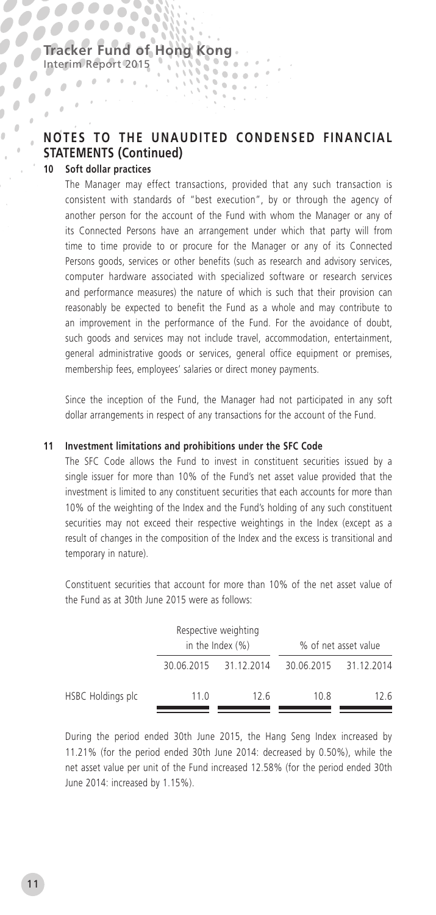## NOTES TO THE UNAUDITED CONDENSED FINANCIAL STATEMENTS (Continued)

### 10 Soft dollar practices

The Manager may effect transactions, provided that any such transaction is consistent with standards of "best execution", by or through the agency of another person for the account of the Fund with whom the Manager or any of its Connected Persons have an arrangement under which that party will from time to time provide to or procure for the Manager or any of its Connected Persons goods, services or other benefits (such as research and advisory services, computer hardware associated with specialized software or research services and performance measures) the nature of which is such that their provision can reasonably be expected to benefit the Fund as a whole and may contribute to an improvement in the performance of the Fund. For the avoidance of doubt, such goods and services may not include travel, accommodation, entertainment, general administrative goods or services, general office equipment or premises, membership fees, employees' salaries or direct money payments.

Since the inception of the Fund, the Manager had not participated in any soft dollar arrangements in respect of any transactions for the account of the Fund.

### 11 Investment limitations and prohibitions under the SFC Code

The SFC Code allows the Fund to invest in constituent securities issued by a single issuer for more than 10% of the Fund's net asset value provided that the investment is limited to any constituent securities that each accounts for more than 10% of the weighting of the Index and the Fund's holding of any such constituent securities may not exceed their respective weightings in the Index (except as a result of changes in the composition of the Index and the excess is transitional and temporary in nature).

Constituent securities that account for more than 10% of the net asset value of the Fund as at 30th June 2015 were as follows:

| | Respective weighting in the Index (%) | | % of net asset value | |
|---|---|---|---|---|
| | 30.06.2015 | 31.12.2014 | 30.06.2015 | 31.12.2014 |
| HSBC Holdings plc | 11.0 | 12.6 | 10.8 | 12.6 |

During the period ended 30th June 2015, the Hang Seng Index increased by 11.21% (for the period ended 30th June 2014: decreased by 0.50%), while the net asset value per unit of the Fund increased 12.58% (for the period ended 30th June 2014: increased by 1.15%).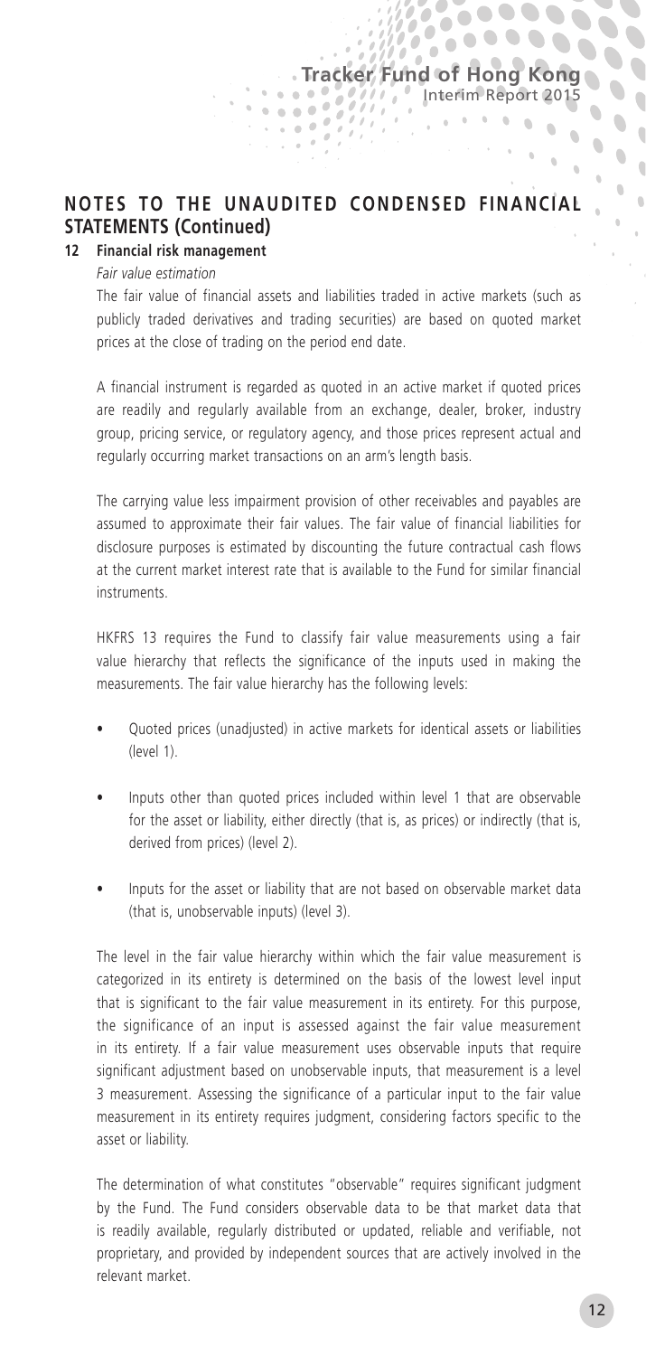## NOTES TO THE UNAUDITED CONDENSED FINANCIAL STATEMENTS (Continued)

### 12 Financial risk management

*Fair value estimation*

The fair value of financial assets and liabilities traded in active markets (such as publicly traded derivatives and trading securities) are based on quoted market prices at the close of trading on the period end date.

A financial instrument is regarded as quoted in an active market if quoted prices are readily and regularly available from an exchange, dealer, broker, industry group, pricing service, or regulatory agency, and those prices represent actual and regularly occurring market transactions on an arm's length basis.

The carrying value less impairment provision of other receivables and payables are assumed to approximate their fair values. The fair value of financial liabilities for disclosure purposes is estimated by discounting the future contractual cash flows at the current market interest rate that is available to the Fund for similar financial instruments.

HKFRS 13 requires the Fund to classify fair value measurements using a fair value hierarchy that reflects the significance of the inputs used in making the measurements. The fair value hierarchy has the following levels:

- Quoted prices (unadjusted) in active markets for identical assets or liabilities (level 1).
- Inputs other than quoted prices included within level 1 that are observable for the asset or liability, either directly (that is, as prices) or indirectly (that is, derived from prices) (level 2).
- Inputs for the asset or liability that are not based on observable market data (that is, unobservable inputs) (level 3).

The level in the fair value hierarchy within which the fair value measurement is categorized in its entirety is determined on the basis of the lowest level input that is significant to the fair value measurement in its entirety. For this purpose, the significance of an input is assessed against the fair value measurement in its entirety. If a fair value measurement uses observable inputs that require significant adjustment based on unobservable inputs, that measurement is a level 3 measurement. Assessing the significance of a particular input to the fair value measurement in its entirety requires judgment, considering factors specific to the asset or liability.

The determination of what constitutes "observable" requires significant judgment by the Fund. The Fund considers observable data to be that market data that is readily available, regularly distributed or updated, reliable and verifiable, not proprietary, and provided by independent sources that are actively involved in the relevant market.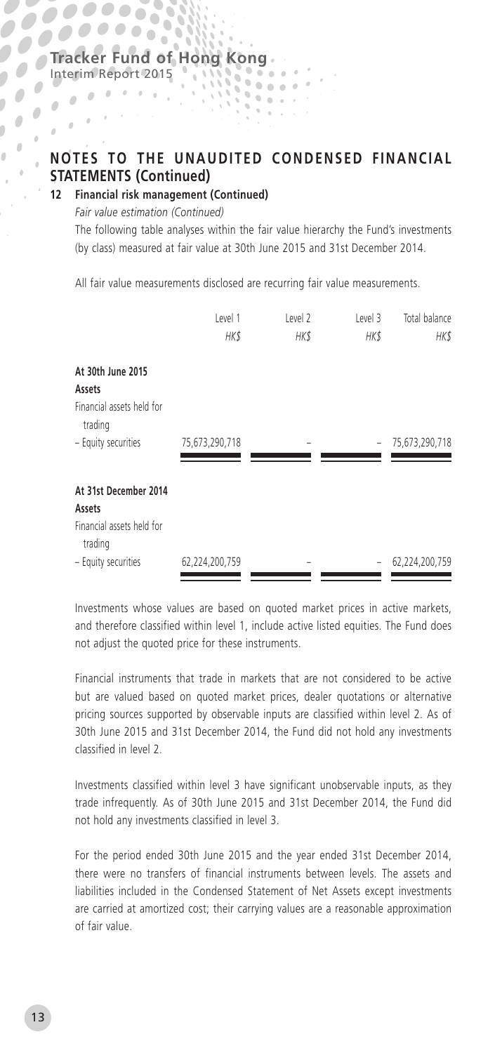## NOTES TO THE UNAUDITED CONDENSED FINANCIAL STATEMENTS (Continued)

### 12 Financial risk management (Continued)

*Fair value estimation (Continued)*

The following table analyses within the fair value hierarchy the Fund's investments (by class) measured at fair value at 30th June 2015 and 31st December 2014.

All fair value measurements disclosed are recurring fair value measurements.

| | Level 1 | Level 2 | Level 3 | Total balance |
|---|---|---|---|---|
| | *HK$* | *HK$* | *HK$* | *HK$* |
| **At 30th June 2015** | | | | |
| **Assets** | | | | |
| Financial assets held for trading | | | | |
| – Equity securities | 75,673,290,718 | – | – | 75,673,290,718 |
| **At 31st December 2014** | | | | |
| **Assets** | | | | |
| Financial assets held for trading | | | | |
| – Equity securities | 62,224,200,759 | – | – | 62,224,200,759 |

Investments whose values are based on quoted market prices in active markets, and therefore classified within level 1, include active listed equities. The Fund does not adjust the quoted price for these instruments.

Financial instruments that trade in markets that are not considered to be active but are valued based on quoted market prices, dealer quotations or alternative pricing sources supported by observable inputs are classified within level 2. As of 30th June 2015 and 31st December 2014, the Fund did not hold any investments classified in level 2.

Investments classified within level 3 have significant unobservable inputs, as they trade infrequently. As of 30th June 2015 and 31st December 2014, the Fund did not hold any investments classified in level 3.

For the period ended 30th June 2015 and the year ended 31st December 2014, there were no transfers of financial instruments between levels. The assets and liabilities included in the Condensed Statement of Net Assets except investments are carried at amortized cost; their carrying values are a reasonable approximation of fair value.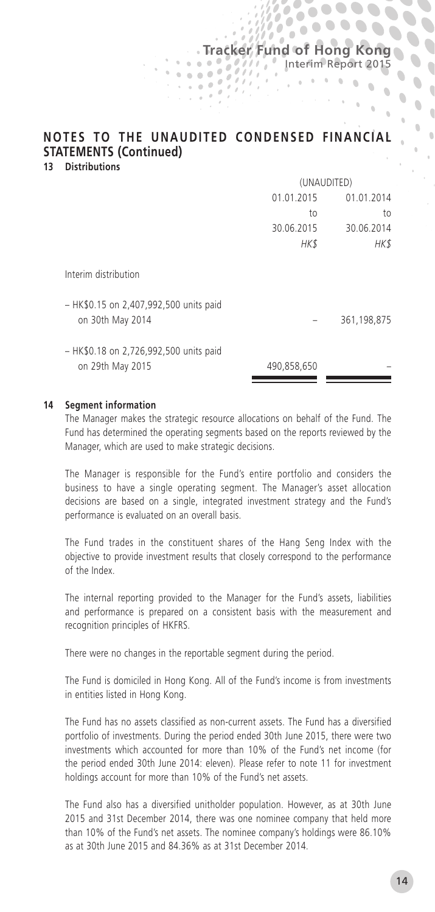## NOTES TO THE UNAUDITED CONDENSED FINANCIAL STATEMENTS (Continued)

### 13 Distributions

| | (UNAUDITED) | |
|---|---|---|
| | 01.01.2015 to 30.06.2015 | 01.01.2014 to 30.06.2014 |
| | *HK$* | *HK$* |
| Interim distribution | | |
| – HK$0.15 on 2,407,992,500 units paid on 30th May 2014 | – | 361,198,875 |
| – HK$0.18 on 2,726,992,500 units paid on 29th May 2015 | 490,858,650 | – |

### 14 Segment information

The Manager makes the strategic resource allocations on behalf of the Fund. The Fund has determined the operating segments based on the reports reviewed by the Manager, which are used to make strategic decisions.

The Manager is responsible for the Fund's entire portfolio and considers the business to have a single operating segment. The Manager's asset allocation decisions are based on a single, integrated investment strategy and the Fund's performance is evaluated on an overall basis.

The Fund trades in the constituent shares of the Hang Seng Index with the objective to provide investment results that closely correspond to the performance of the Index.

The internal reporting provided to the Manager for the Fund's assets, liabilities and performance is prepared on a consistent basis with the measurement and recognition principles of HKFRS.

There were no changes in the reportable segment during the period.

The Fund is domiciled in Hong Kong. All of the Fund's income is from investments in entities listed in Hong Kong.

The Fund has no assets classified as non-current assets. The Fund has a diversified portfolio of investments. During the period ended 30th June 2015, there were two investments which accounted for more than 10% of the Fund's net income (for the period ended 30th June 2014: eleven). Please refer to note 11 for investment holdings account for more than 10% of the Fund's net assets.

The Fund also has a diversified unitholder population. However, as at 30th June 2015 and 31st December 2014, there was one nominee company that held more than 10% of the Fund's net assets. The nominee company's holdings were 86.10% as at 30th June 2015 and 84.36% as at 31st December 2014.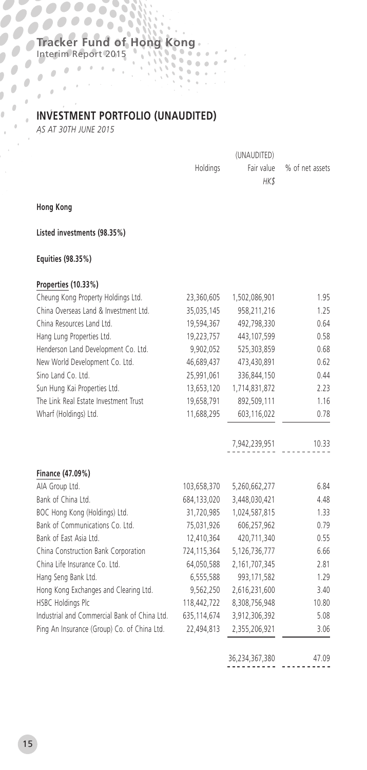## INVESTMENT PORTFOLIO (UNAUDITED)

*AS AT 30TH JUNE 2015*

| | Holdings | (UNAUDITED) Fair value *HK$* | % of net assets |
|---|---|---|---|
| **Hong Kong** | | | |
| **Listed investments (98.35%)** | | | |
| **Equities (98.35%)** | | | |
| **Properties (10.33%)** | | | |
| Cheung Kong Property Holdings Ltd. | 23,360,605 | 1,502,086,901 | 1.95 |
| China Overseas Land & Investment Ltd. | 35,035,145 | 958,211,216 | 1.25 |
| China Resources Land Ltd. | 19,594,367 | 492,798,330 | 0.64 |
| Hang Lung Properties Ltd. | 19,223,757 | 443,107,599 | 0.58 |
| Henderson Land Development Co. Ltd. | 9,902,052 | 525,303,859 | 0.68 |
| New World Development Co. Ltd. | 46,689,437 | 473,430,891 | 0.62 |
| Sino Land Co. Ltd. | 25,991,061 | 336,844,150 | 0.44 |
| Sun Hung Kai Properties Ltd. | 13,653,120 | 1,714,831,872 | 2.23 |
| The Link Real Estate Investment Trust | 19,658,791 | 892,509,111 | 1.16 |
| Wharf (Holdings) Ltd. | 11,688,295 | 603,116,022 | 0.78 |
| | | 7,942,239,951 | 10.33 |
| **Finance (47.09%)** | | | |
| AIA Group Ltd. | 103,658,370 | 5,260,662,277 | 6.84 |
| Bank of China Ltd. | 684,133,020 | 3,448,030,421 | 4.48 |
| BOC Hong Kong (Holdings) Ltd. | 31,720,985 | 1,024,587,815 | 1.33 |
| Bank of Communications Co. Ltd. | 75,031,926 | 606,257,962 | 0.79 |
| Bank of East Asia Ltd. | 12,410,364 | 420,711,340 | 0.55 |
| China Construction Bank Corporation | 724,115,364 | 5,126,736,777 | 6.66 |
| China Life Insurance Co. Ltd. | 64,050,588 | 2,161,707,345 | 2.81 |
| Hang Seng Bank Ltd. | 6,555,588 | 993,171,582 | 1.29 |
| Hong Kong Exchanges and Clearing Ltd. | 9,562,250 | 2,616,231,600 | 3.40 |
| HSBC Holdings Plc | 118,442,722 | 8,308,756,948 | 10.80 |
| Industrial and Commercial Bank of China Ltd. | 635,114,674 | 3,912,306,392 | 5.08 |
| Ping An Insurance (Group) Co. of China Ltd. | 22,494,813 | 2,355,206,921 | 3.06 |
| | | 36,234,367,380 | 47.09 |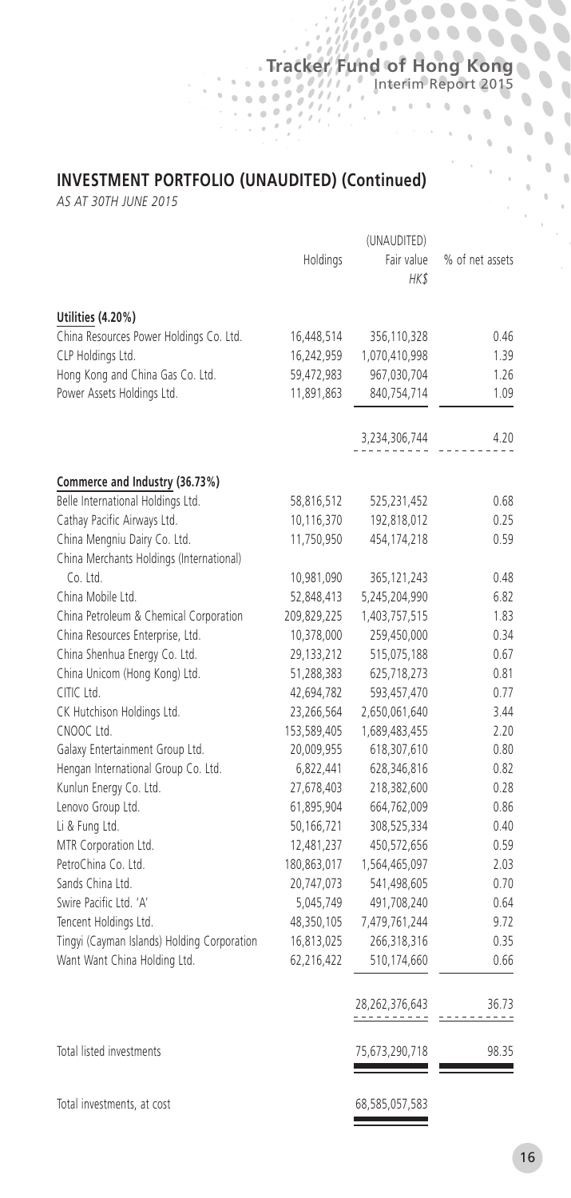## INVESTMENT PORTFOLIO (UNAUDITED) (Continued)

*AS AT 30TH JUNE 2015*

| | Holdings | (UNAUDITED) Fair value HK$ | % of net assets |
|---|---|---|---|
| **Utilities (4.20%)** | | | |
| China Resources Power Holdings Co. Ltd. | 16,448,514 | 356,110,328 | 0.46 |
| CLP Holdings Ltd. | 16,242,959 | 1,070,410,998 | 1.39 |
| Hong Kong and China Gas Co. Ltd. | 59,472,983 | 967,030,704 | 1.26 |
| Power Assets Holdings Ltd. | 11,891,863 | 840,754,714 | 1.09 |
| | | 3,234,306,744 | 4.20 |
| **Commerce and Industry (36.73%)** | | | |
| Belle International Holdings Ltd. | 58,816,512 | 525,231,452 | 0.68 |
| Cathay Pacific Airways Ltd. | 10,116,370 | 192,818,012 | 0.25 |
| China Mengniu Dairy Co. Ltd. | 11,750,950 | 454,174,218 | 0.59 |
| China Merchants Holdings (International) Co. Ltd. | 10,981,090 | 365,121,243 | 0.48 |
| China Mobile Ltd. | 52,848,413 | 5,245,204,990 | 6.82 |
| China Petroleum & Chemical Corporation | 209,829,225 | 1,403,757,515 | 1.83 |
| China Resources Enterprise, Ltd. | 10,378,000 | 259,450,000 | 0.34 |
| China Shenhua Energy Co. Ltd. | 29,133,212 | 515,075,188 | 0.67 |
| China Unicom (Hong Kong) Ltd. | 51,288,383 | 625,718,273 | 0.81 |
| CITIC Ltd. | 42,694,782 | 593,457,470 | 0.77 |
| CK Hutchison Holdings Ltd. | 23,266,564 | 2,650,061,640 | 3.44 |
| CNOOC Ltd. | 153,589,405 | 1,689,483,455 | 2.20 |
| Galaxy Entertainment Group Ltd. | 20,009,955 | 618,307,610 | 0.80 |
| Hengan International Group Co. Ltd. | 6,822,441 | 628,346,816 | 0.82 |
| Kunlun Energy Co. Ltd. | 27,678,403 | 218,382,600 | 0.28 |
| Lenovo Group Ltd. | 61,895,904 | 664,762,009 | 0.86 |
| Li & Fung Ltd. | 50,166,721 | 308,525,334 | 0.40 |
| MTR Corporation Ltd. | 12,481,237 | 450,572,656 | 0.59 |
| PetroChina Co. Ltd. | 180,863,017 | 1,564,465,097 | 2.03 |
| Sands China Ltd. | 20,747,073 | 541,498,605 | 0.70 |
| Swire Pacific Ltd. 'A' | 5,045,749 | 491,708,240 | 0.64 |
| Tencent Holdings Ltd. | 48,350,105 | 7,479,761,244 | 9.72 |
| Tingyi (Cayman Islands) Holding Corporation | 16,813,025 | 266,318,316 | 0.35 |
| Want Want China Holding Ltd. | 62,216,422 | 510,174,660 | 0.66 |
| | | 28,262,376,643 | 36.73 |
| Total listed investments | | 75,673,290,718 | 98.35 |
| Total investments, at cost | | 68,585,057,583 | |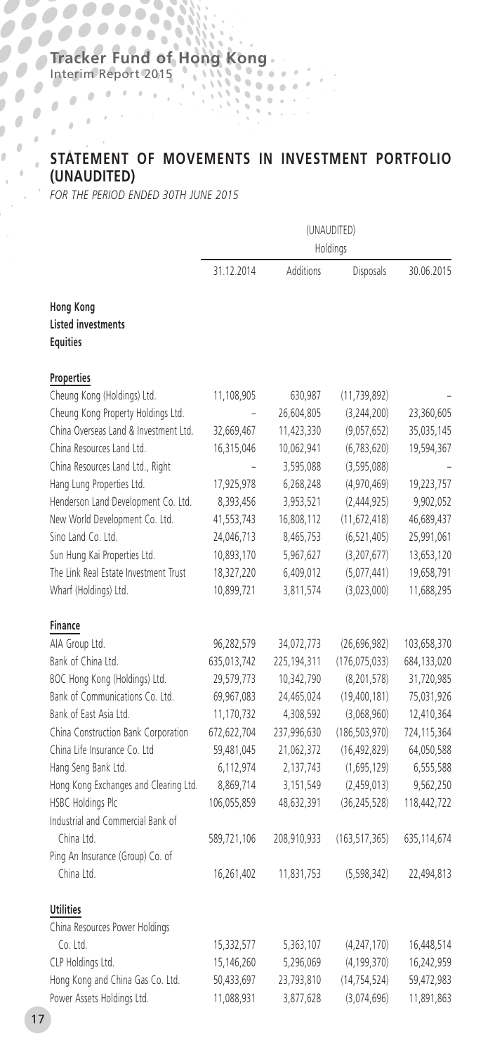## STATEMENT OF MOVEMENTS IN INVESTMENT PORTFOLIO (UNAUDITED)

*FOR THE PERIOD ENDED 30TH JUNE 2015*

| | (UNAUDITED) | | | |
|---|---|---|---|---|
| | Holdings | | | |
| | 31.12.2014 | Additions | Disposals | 30.06.2015 |
| **Hong Kong** | | | | |
| **Listed investments** | | | | |
| **Equities** | | | | |
| **Properties** | | | | |
| Cheung Kong (Holdings) Ltd. | 11,108,905 | 630,987 | (11,739,892) | – |
| Cheung Kong Property Holdings Ltd. | – | 26,604,805 | (3,244,200) | 23,360,605 |
| China Overseas Land & Investment Ltd. | 32,669,467 | 11,423,330 | (9,057,652) | 35,035,145 |
| China Resources Land Ltd. | 16,315,046 | 10,062,941 | (6,783,620) | 19,594,367 |
| China Resources Land Ltd., Right | – | 3,595,088 | (3,595,088) | – |
| Hang Lung Properties Ltd. | 17,925,978 | 6,268,248 | (4,970,469) | 19,223,757 |
| Henderson Land Development Co. Ltd. | 8,393,456 | 3,953,521 | (2,444,925) | 9,902,052 |
| New World Development Co. Ltd. | 41,553,743 | 16,808,112 | (11,672,418) | 46,689,437 |
| Sino Land Co. Ltd. | 24,046,713 | 8,465,753 | (6,521,405) | 25,991,061 |
| Sun Hung Kai Properties Ltd. | 10,893,170 | 5,967,627 | (3,207,677) | 13,653,120 |
| The Link Real Estate Investment Trust | 18,327,220 | 6,409,012 | (5,077,441) | 19,658,791 |
| Wharf (Holdings) Ltd. | 10,899,721 | 3,811,574 | (3,023,000) | 11,688,295 |
| **Finance** | | | | |
| AIA Group Ltd. | 96,282,579 | 34,072,773 | (26,696,982) | 103,658,370 |
| Bank of China Ltd. | 635,013,742 | 225,194,311 | (176,075,033) | 684,133,020 |
| BOC Hong Kong (Holdings) Ltd. | 29,579,773 | 10,342,790 | (8,201,578) | 31,720,985 |
| Bank of Communications Co. Ltd. | 69,967,083 | 24,465,024 | (19,400,181) | 75,031,926 |
| Bank of East Asia Ltd. | 11,170,732 | 4,308,592 | (3,068,960) | 12,410,364 |
| China Construction Bank Corporation | 672,622,704 | 237,996,630 | (186,503,970) | 724,115,364 |
| China Life Insurance Co. Ltd | 59,481,045 | 21,062,372 | (16,492,829) | 64,050,588 |
| Hang Seng Bank Ltd. | 6,112,974 | 2,137,743 | (1,695,129) | 6,555,588 |
| Hong Kong Exchanges and Clearing Ltd. | 8,869,714 | 3,151,549 | (2,459,013) | 9,562,250 |
| HSBC Holdings Plc | 106,055,859 | 48,632,391 | (36,245,528) | 118,442,722 |
| Industrial and Commercial Bank of China Ltd. | 589,721,106 | 208,910,933 | (163,517,365) | 635,114,674 |
| Ping An Insurance (Group) Co. of China Ltd. | 16,261,402 | 11,831,753 | (5,598,342) | 22,494,813 |
| **Utilities** | | | | |
| China Resources Power Holdings Co. Ltd. | 15,332,577 | 5,363,107 | (4,247,170) | 16,448,514 |
| CLP Holdings Ltd. | 15,146,260 | 5,296,069 | (4,199,370) | 16,242,959 |
| Hong Kong and China Gas Co. Ltd. | 50,433,697 | 23,793,810 | (14,754,524) | 59,472,983 |
| Power Assets Holdings Ltd. | 11,088,931 | 3,877,628 | (3,074,696) | 11,891,863 |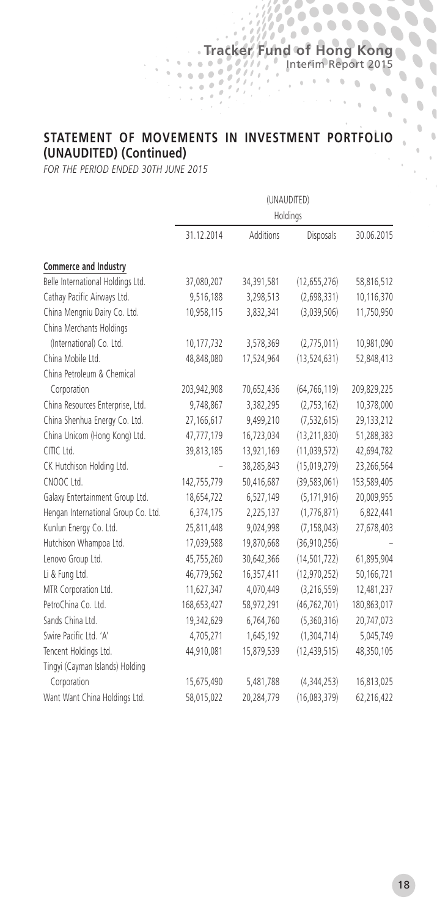## STATEMENT OF MOVEMENTS IN INVESTMENT PORTFOLIO (UNAUDITED) (Continued)

*FOR THE PERIOD ENDED 30TH JUNE 2015*

| | (UNAUDITED) | | | |
|---|---|---|---|---|
| | Holdings | | | |
| | 31.12.2014 | Additions | Disposals | 30.06.2015 |
| **Commerce and Industry** | | | | |
| Belle International Holdings Ltd. | 37,080,207 | 34,391,581 | (12,655,276) | 58,816,512 |
| Cathay Pacific Airways Ltd. | 9,516,188 | 3,298,513 | (2,698,331) | 10,116,370 |
| China Mengniu Dairy Co. Ltd. | 10,958,115 | 3,832,341 | (3,039,506) | 11,750,950 |
| China Merchants Holdings (International) Co. Ltd. | 10,177,732 | 3,578,369 | (2,775,011) | 10,981,090 |
| China Mobile Ltd. | 48,848,080 | 17,524,964 | (13,524,631) | 52,848,413 |
| China Petroleum & Chemical Corporation | 203,942,908 | 70,652,436 | (64,766,119) | 209,829,225 |
| China Resources Enterprise, Ltd. | 9,748,867 | 3,382,295 | (2,753,162) | 10,378,000 |
| China Shenhua Energy Co. Ltd. | 27,166,617 | 9,499,210 | (7,532,615) | 29,133,212 |
| China Unicom (Hong Kong) Ltd. | 47,777,179 | 16,723,034 | (13,211,830) | 51,288,383 |
| CITIC Ltd. | 39,813,185 | 13,921,169 | (11,039,572) | 42,694,782 |
| CK Hutchison Holding Ltd. | – | 38,285,843 | (15,019,279) | 23,266,564 |
| CNOOC Ltd. | 142,755,779 | 50,416,687 | (39,583,061) | 153,589,405 |
| Galaxy Entertainment Group Ltd. | 18,654,722 | 6,527,149 | (5,171,916) | 20,009,955 |
| Hengan International Group Co. Ltd. | 6,374,175 | 2,225,137 | (1,776,871) | 6,822,441 |
| Kunlun Energy Co. Ltd. | 25,811,448 | 9,024,998 | (7,158,043) | 27,678,403 |
| Hutchison Whampoa Ltd. | 17,039,588 | 19,870,668 | (36,910,256) | – |
| Lenovo Group Ltd. | 45,755,260 | 30,642,366 | (14,501,722) | 61,895,904 |
| Li & Fung Ltd. | 46,779,562 | 16,357,411 | (12,970,252) | 50,166,721 |
| MTR Corporation Ltd. | 11,627,347 | 4,070,449 | (3,216,559) | 12,481,237 |
| PetroChina Co. Ltd. | 168,653,427 | 58,972,291 | (46,762,701) | 180,863,017 |
| Sands China Ltd. | 19,342,629 | 6,764,760 | (5,360,316) | 20,747,073 |
| Swire Pacific Ltd. 'A' | 4,705,271 | 1,645,192 | (1,304,714) | 5,045,749 |
| Tencent Holdings Ltd. | 44,910,081 | 15,879,539 | (12,439,515) | 48,350,105 |
| Tingyi (Cayman Islands) Holding Corporation | 15,675,490 | 5,481,788 | (4,344,253) | 16,813,025 |
| Want Want China Holdings Ltd. | 58,015,022 | 20,284,779 | (16,083,379) | 62,216,422 |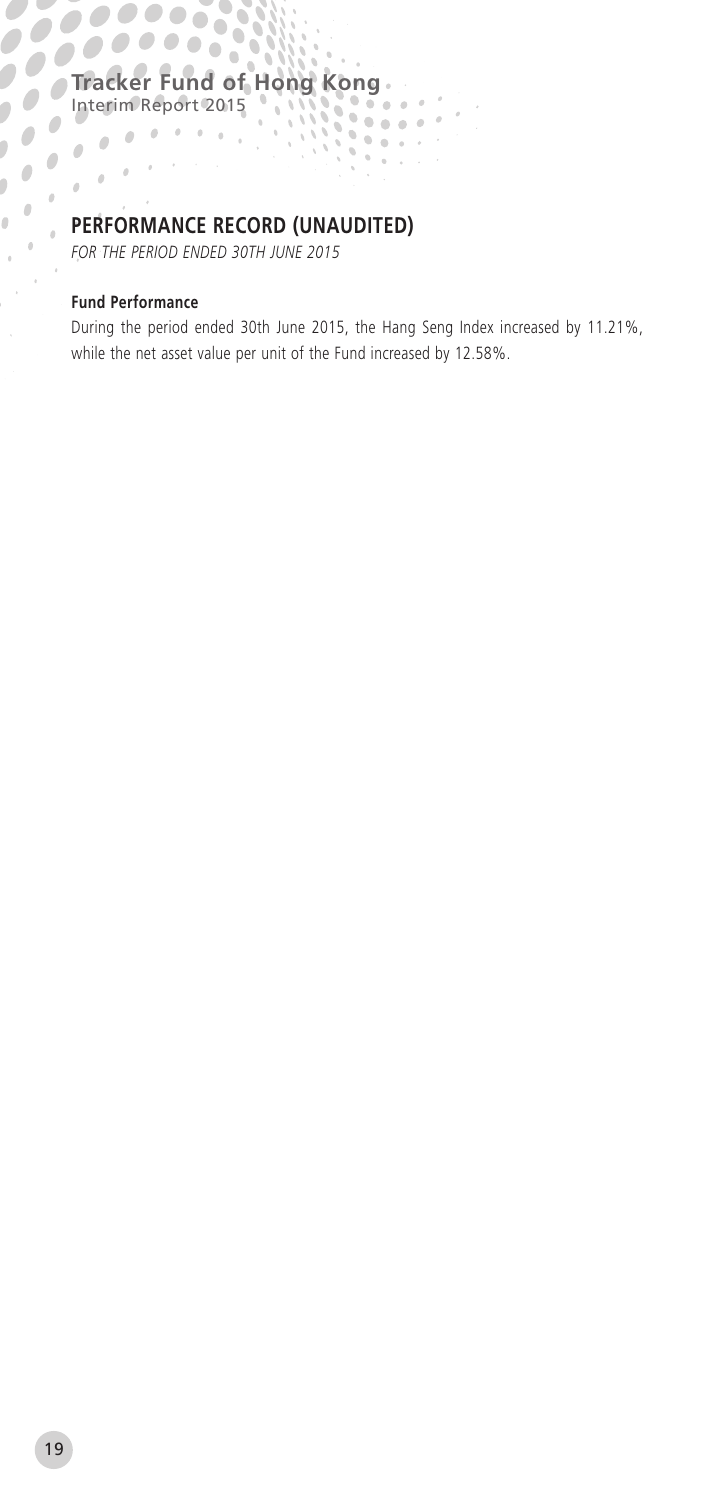## PERFORMANCE RECORD (UNAUDITED)

*FOR THE PERIOD ENDED 30TH JUNE 2015*

### Fund Performance

During the period ended 30th June 2015, the Hang Seng Index increased by 11.21%, while the net asset value per unit of the Fund increased by 12.58%.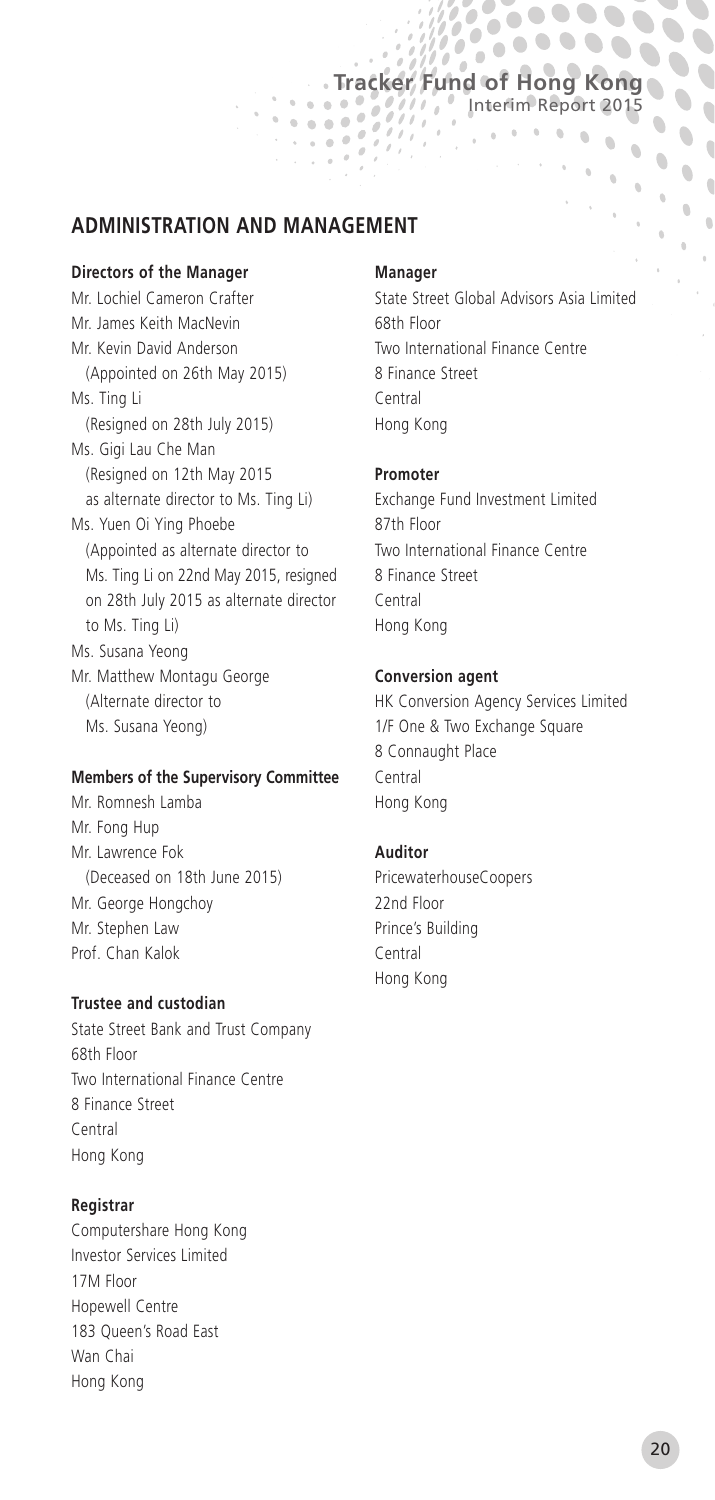## ADMINISTRATION AND MANAGEMENT

**Directors of the Manager**

Mr. Lochiel Cameron Crafter
Mr. James Keith MacNevin
Mr. Kevin David Anderson
(Appointed on 26th May 2015)
Ms. Ting Li
(Resigned on 28th July 2015)
Ms. Gigi Lau Che Man
(Resigned on 12th May 2015 as alternate director to Ms. Ting Li)
Ms. Yuen Oi Ying Phoebe
(Appointed as alternate director to Ms. Ting Li on 22nd May 2015, resigned on 28th July 2015 as alternate director to Ms. Ting Li)
Ms. Susana Yeong
Mr. Matthew Montagu George
(Alternate director to Ms. Susana Yeong)

**Members of the Supervisory Committee**

Mr. Romnesh Lamba
Mr. Fong Hup
Mr. Lawrence Fok
(Deceased on 18th June 2015)
Mr. George Hongchoy
Mr. Stephen Law
Prof. Chan Kalok

**Trustee and custodian**

State Street Bank and Trust Company
68th Floor
Two International Finance Centre
8 Finance Street
Central
Hong Kong

**Registrar**

Computershare Hong Kong
Investor Services Limited
17M Floor
Hopewell Centre
183 Queen's Road East
Wan Chai
Hong Kong

**Manager**

State Street Global Advisors Asia Limited
68th Floor
Two International Finance Centre
8 Finance Street
Central
Hong Kong

**Promoter**

Exchange Fund Investment Limited
87th Floor
Two International Finance Centre
8 Finance Street
Central
Hong Kong

**Conversion agent**

HK Conversion Agency Services Limited
1/F One & Two Exchange Square
8 Connaught Place
Central
Hong Kong

**Auditor**

PricewaterhouseCoopers
22nd Floor
Prince's Building
Central
Hong Kong